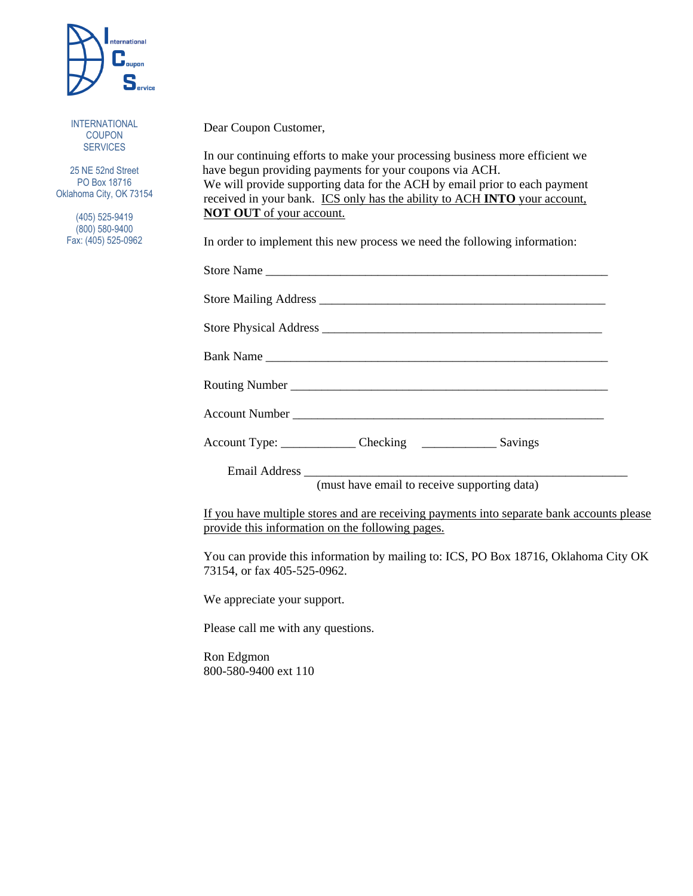**I**nternational **C**oupon **S**ervice

INTERNATIONAL COUPON SERVICES

25 NE 52nd Street
PO Box 18716
Oklahoma City, OK 73154

(405) 525-9419
(800) 580-9400
Fax: (405) 525-0962

Dear Coupon Customer,

In our continuing efforts to make your processing business more efficient we have begun providing payments for your coupons via ACH.
We will provide supporting data for the ACH by email prior to each payment received in your bank. ICS only has the ability to ACH **INTO** your account, **NOT OUT** of your account.

In order to implement this new process we need the following information:

Store Name ___________________________________________________

Store Mailing Address ____________________________________________

Store Physical Address ___________________________________________

Bank Name ___________________________________________________

Routing Number ______________________________________________

Account Number ______________________________________________

Account Type: ___________ Checking ___________ Savings

Email Address ______________________________________________
(must have email to receive supporting data)

If you have multiple stores and are receiving payments into separate bank accounts please provide this information on the following pages.

You can provide this information by mailing to: ICS, PO Box 18716, Oklahoma City OK 73154, or fax 405-525-0962.

We appreciate your support.

Please call me with any questions.

Ron Edgmon
800-580-9400 ext 110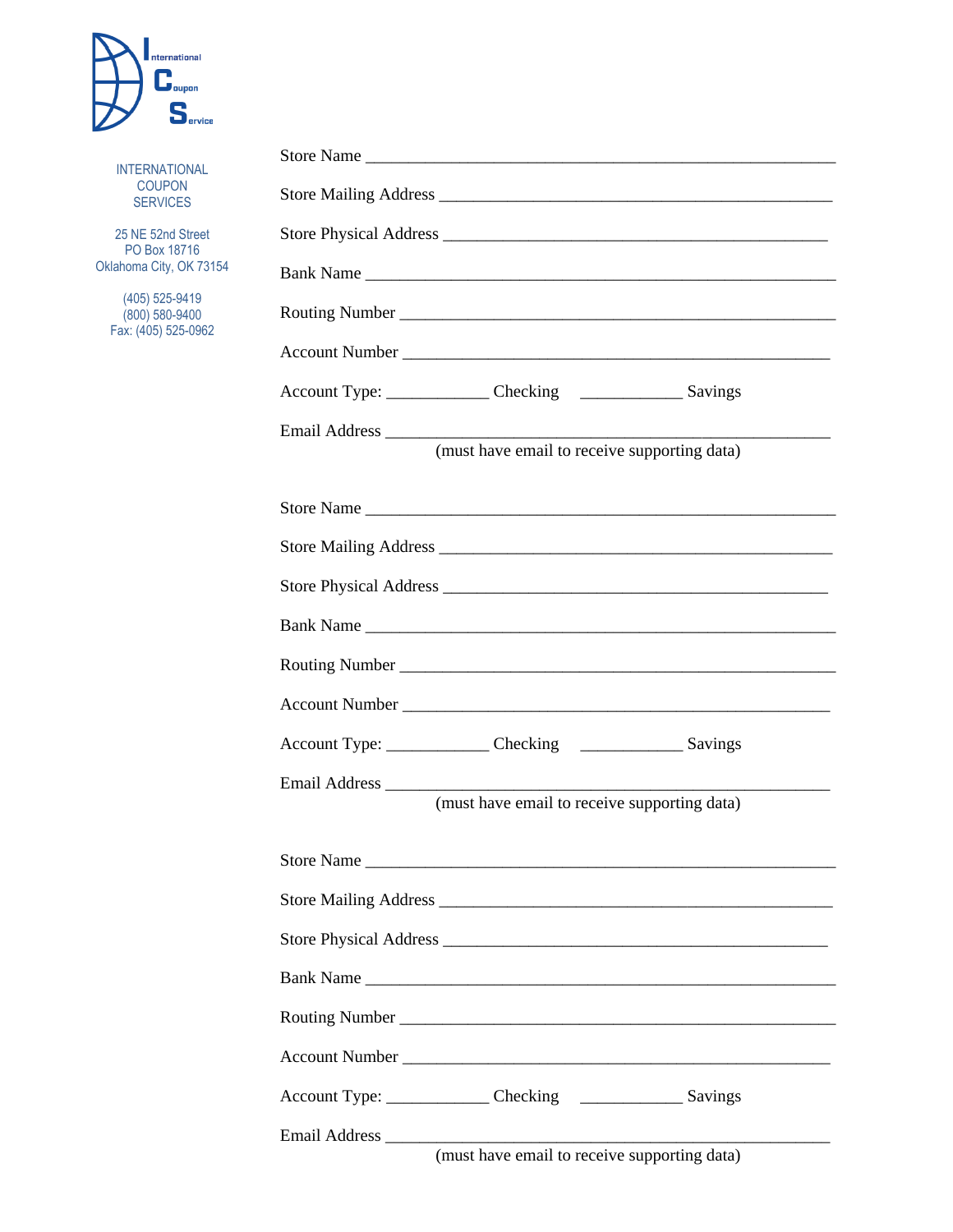International Coupon Service

INTERNATIONAL COUPON SERVICES

25 NE 52nd Street
PO Box 18716
Oklahoma City, OK 73154

(405) 525-9419
(800) 580-9400
Fax: (405) 525-0962

Store Name ________________________________________________

Store Mailing Address ________________________________________

Store Physical Address _______________________________________

Bank Name ________________________________________________

Routing Number ____________________________________________

Account Number ____________________________________________

Account Type: ___________ Checking ___________ Savings

Email Address ______________________________________________
(must have email to receive supporting data)

Store Name ________________________________________________

Store Mailing Address ________________________________________

Store Physical Address _______________________________________

Bank Name ________________________________________________

Routing Number ____________________________________________

Account Number ____________________________________________

Account Type: ___________ Checking ___________ Savings

Email Address ______________________________________________
(must have email to receive supporting data)

Store Name ________________________________________________

Store Mailing Address ________________________________________

Store Physical Address _______________________________________

Bank Name ________________________________________________

Routing Number ____________________________________________

Account Number ____________________________________________

Account Type: ___________ Checking ___________ Savings

Email Address ______________________________________________
(must have email to receive supporting data)